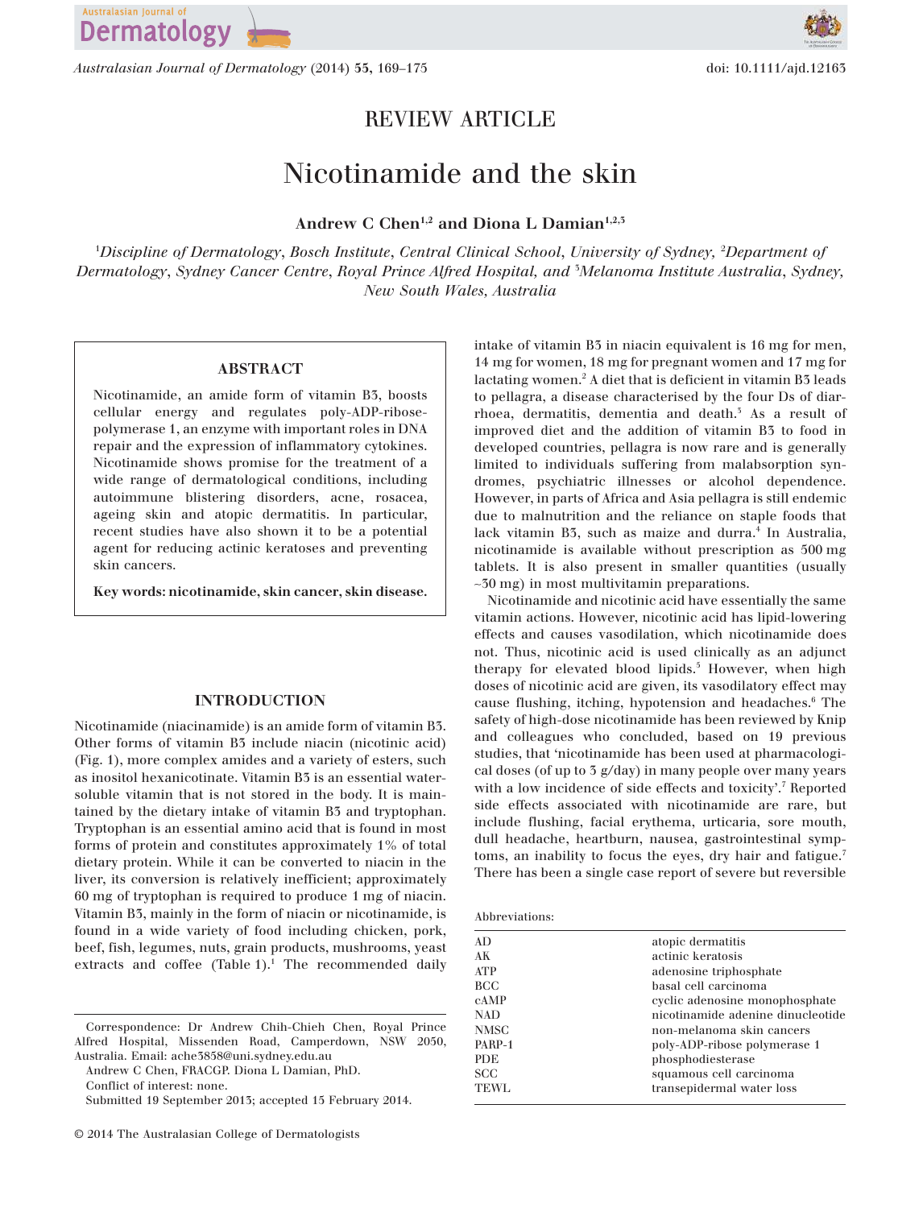REVIEW ARTICLE

# Nicotinamide and the skin

**Andrew C Chen[1,2] and Diona L Damian[1,2,3]**

[1]*Discipline of Dermatology, Bosch Institute, Central Clinical School, University of Sydney,* [2]*Department of Dermatology, Sydney Cancer Centre, Royal Prince Alfred Hospital, and* [3]*Melanoma Institute Australia, Sydney, New South Wales, Australia*

## ABSTRACT

Nicotinamide, an amide form of vitamin B3, boosts cellular energy and regulates poly-ADP-ribose-polymerase 1, an enzyme with important roles in DNA repair and the expression of inflammatory cytokines. Nicotinamide shows promise for the treatment of a wide range of dermatological conditions, including autoimmune blistering disorders, acne, rosacea, ageing skin and atopic dermatitis. In particular, recent studies have also shown it to be a potential agent for reducing actinic keratoses and preventing skin cancers.

**Key words: nicotinamide, skin cancer, skin disease.**

## INTRODUCTION

Nicotinamide (niacinamide) is an amide form of vitamin B3. Other forms of vitamin B3 include niacin (nicotinic acid) (Fig. 1), more complex amides and a variety of esters, such as inositol hexanicotinate. Vitamin B3 is an essential water-soluble vitamin that is not stored in the body. It is maintained by the dietary intake of vitamin B3 and tryptophan. Tryptophan is an essential amino acid that is found in most forms of protein and constitutes approximately 1% of total dietary protein. While it can be converted to niacin in the liver, its conversion is relatively inefficient; approximately 60 mg of tryptophan is required to produce 1 mg of niacin. Vitamin B3, mainly in the form of niacin or nicotinamide, is found in a wide variety of food including chicken, pork, beef, fish, legumes, nuts, grain products, mushrooms, yeast extracts and coffee (Table 1).[1] The recommended daily intake of vitamin B3 in niacin equivalent is 16 mg for men, 14 mg for women, 18 mg for pregnant women and 17 mg for lactating women.[2] A diet that is deficient in vitamin B3 leads to pellagra, a disease characterised by the four Ds of diarrhoea, dermatitis, dementia and death.[3] As a result of improved diet and the addition of vitamin B3 to food in developed countries, pellagra is now rare and is generally limited to individuals suffering from malabsorption syndromes, psychiatric illnesses or alcohol dependence. However, in parts of Africa and Asia pellagra is still endemic due to malnutrition and the reliance on staple foods that lack vitamin B3, such as maize and durra.[4] In Australia, nicotinamide is available without prescription as 500 mg tablets. It is also present in smaller quantities (usually ~30 mg) in most multivitamin preparations.

Nicotinamide and nicotinic acid have essentially the same vitamin actions. However, nicotinic acid has lipid-lowering effects and causes vasodilation, which nicotinamide does not. Thus, nicotinic acid is used clinically as an adjunct therapy for elevated blood lipids.[5] However, when high doses of nicotinic acid are given, its vasodilatory effect may cause flushing, itching, hypotension and headaches.[6] The safety of high-dose nicotinamide has been reviewed by Knip and colleagues who concluded, based on 19 previous studies, that 'nicotinamide has been used at pharmacological doses (of up to 3 g/day) in many people over many years with a low incidence of side effects and toxicity'.[7] Reported side effects associated with nicotinamide are rare, but include flushing, facial erythema, urticaria, sore mouth, dull headache, heartburn, nausea, gastrointestinal symptoms, an inability to focus the eyes, dry hair and fatigue.[7] There has been a single case report of severe but reversible

Abbreviations:

| | |
|---|---|
| AD | atopic dermatitis |
| AK | actinic keratosis |
| ATP | adenosine triphosphate |
| BCC | basal cell carcinoma |
| cAMP | cyclic adenosine monophosphate |
| NAD | nicotinamide adenine dinucleotide |
| NMSC | non-melanoma skin cancers |
| PARP-1 | poly-ADP-ribose polymerase 1 |
| PDE | phosphodiesterase |
| SCC | squamous cell carcinoma |
| TEWL | transepidermal water loss |

Correspondence: Dr Andrew Chih-Chieh Chen, Royal Prince Alfred Hospital, Missenden Road, Camperdown, NSW 2050, Australia. Email: ache3858@uni.sydney.edu.au

Andrew C Chen, FRACGP. Diona L Damian, PhD.

Conflict of interest: none.

Submitted 19 September 2013; accepted 15 February 2014.

© 2014 The Australasian College of Dermatologists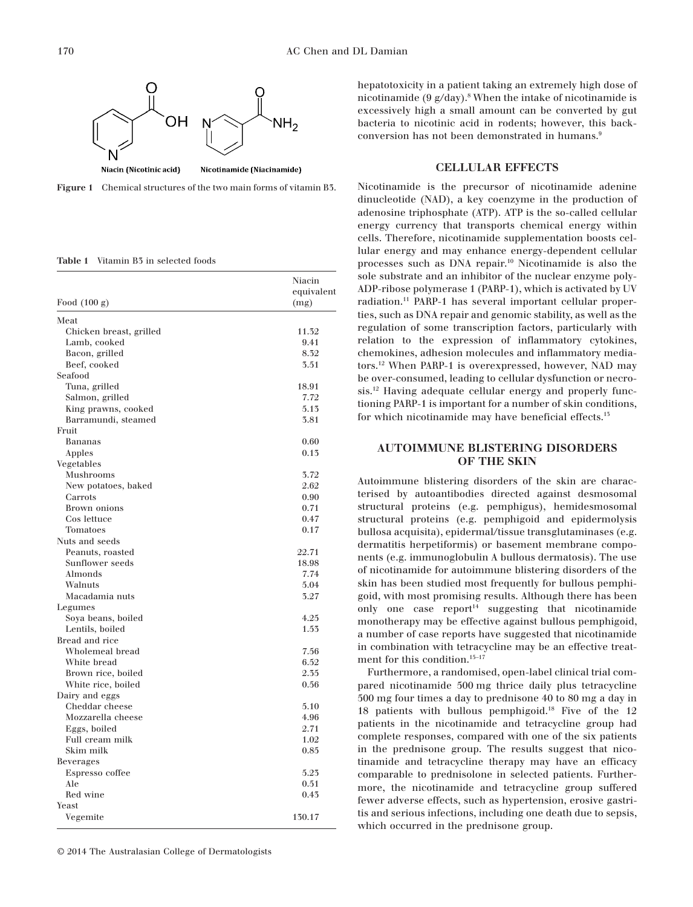Niacin (Nicotinic acid) Nicotinamide (Niacinamide)

**Figure 1** Chemical structures of the two main forms of vitamin B3.

**Table 1** Vitamin B3 in selected foods

| Food (100 g) | Niacin equivalent (mg) |
|---|---|
| Meat | |
| Chicken breast, grilled | 11.32 |
| Lamb, cooked | 9.41 |
| Bacon, grilled | 8.32 |
| Beef, cooked | 3.51 |
| Seafood | |
| Tuna, grilled | 18.91 |
| Salmon, grilled | 7.72 |
| King prawns, cooked | 5.13 |
| Barramundi, steamed | 3.81 |
| Fruit | |
| Bananas | 0.60 |
| Apples | 0.13 |
| Vegetables | |
| Mushrooms | 3.72 |
| New potatoes, baked | 2.62 |
| Carrots | 0.90 |
| Brown onions | 0.71 |
| Cos lettuce | 0.47 |
| Tomatoes | 0.17 |
| Nuts and seeds | |
| Peanuts, roasted | 22.71 |
| Sunflower seeds | 18.98 |
| Almonds | 7.74 |
| Walnuts | 5.04 |
| Macadamia nuts | 3.27 |
| Legumes | |
| Soya beans, boiled | 4.25 |
| Lentils, boiled | 1.53 |
| Bread and rice | |
| Wholemeal bread | 7.56 |
| White bread | 6.52 |
| Brown rice, boiled | 2.35 |
| White rice, boiled | 0.56 |
| Dairy and eggs | |
| Cheddar cheese | 5.10 |
| Mozzarella cheese | 4.96 |
| Eggs, boiled | 2.71 |
| Full cream milk | 1.02 |
| Skim milk | 0.85 |
| Beverages | |
| Espresso coffee | 5.23 |
| Ale | 0.51 |
| Red wine | 0.43 |
| Yeast | |
| Vegemite | 130.17 |

hepatotoxicity in a patient taking an extremely high dose of nicotinamide (9 g/day).[8] When the intake of nicotinamide is excessively high a small amount can be converted by gut bacteria to nicotinic acid in rodents; however, this back-conversion has not been demonstrated in humans.[9]

## CELLULAR EFFECTS

Nicotinamide is the precursor of nicotinamide adenine dinucleotide (NAD), a key coenzyme in the production of adenosine triphosphate (ATP). ATP is the so-called cellular energy currency that transports chemical energy within cells. Therefore, nicotinamide supplementation boosts cellular energy and may enhance energy-dependent cellular processes such as DNA repair.[10] Nicotinamide is also the sole substrate and an inhibitor of the nuclear enzyme poly-ADP-ribose polymerase 1 (PARP-1), which is activated by UV radiation.[11] PARP-1 has several important cellular properties, such as DNA repair and genomic stability, as well as the regulation of some transcription factors, particularly with relation to the expression of inflammatory cytokines, chemokines, adhesion molecules and inflammatory mediators.[12] When PARP-1 is overexpressed, however, NAD may be over-consumed, leading to cellular dysfunction or necrosis.[12] Having adequate cellular energy and properly functioning PARP-1 is important for a number of skin conditions, for which nicotinamide may have beneficial effects.[13]

## AUTOIMMUNE BLISTERING DISORDERS OF THE SKIN

Autoimmune blistering disorders of the skin are characterised by autoantibodies directed against desmosomal structural proteins (e.g. pemphigus), hemidesmosomal structural proteins (e.g. pemphigoid and epidermolysis bullosa acquisita), epidermal/tissue transglutaminases (e.g. dermatitis herpetiformis) or basement membrane components (e.g. immunoglobulin A bullous dermatosis). The use of nicotinamide for autoimmune blistering disorders of the skin has been studied most frequently for bullous pemphigoid, with most promising results. Although there has been only one case report[14] suggesting that nicotinamide monotherapy may be effective against bullous pemphigoid, a number of case reports have suggested that nicotinamide in combination with tetracycline may be an effective treatment for this condition.[15–17]

Furthermore, a randomised, open-label clinical trial compared nicotinamide 500 mg thrice daily plus tetracycline 500 mg four times a day to prednisone 40 to 80 mg a day in 18 patients with bullous pemphigoid.[18] Five of the 12 patients in the nicotinamide and tetracycline group had complete responses, compared with one of the six patients in the prednisone group. The results suggest that nicotinamide and tetracycline therapy may have an efficacy comparable to prednisolone in selected patients. Furthermore, the nicotinamide and tetracycline group suffered fewer adverse effects, such as hypertension, erosive gastritis and serious infections, including one death due to sepsis, which occurred in the prednisone group.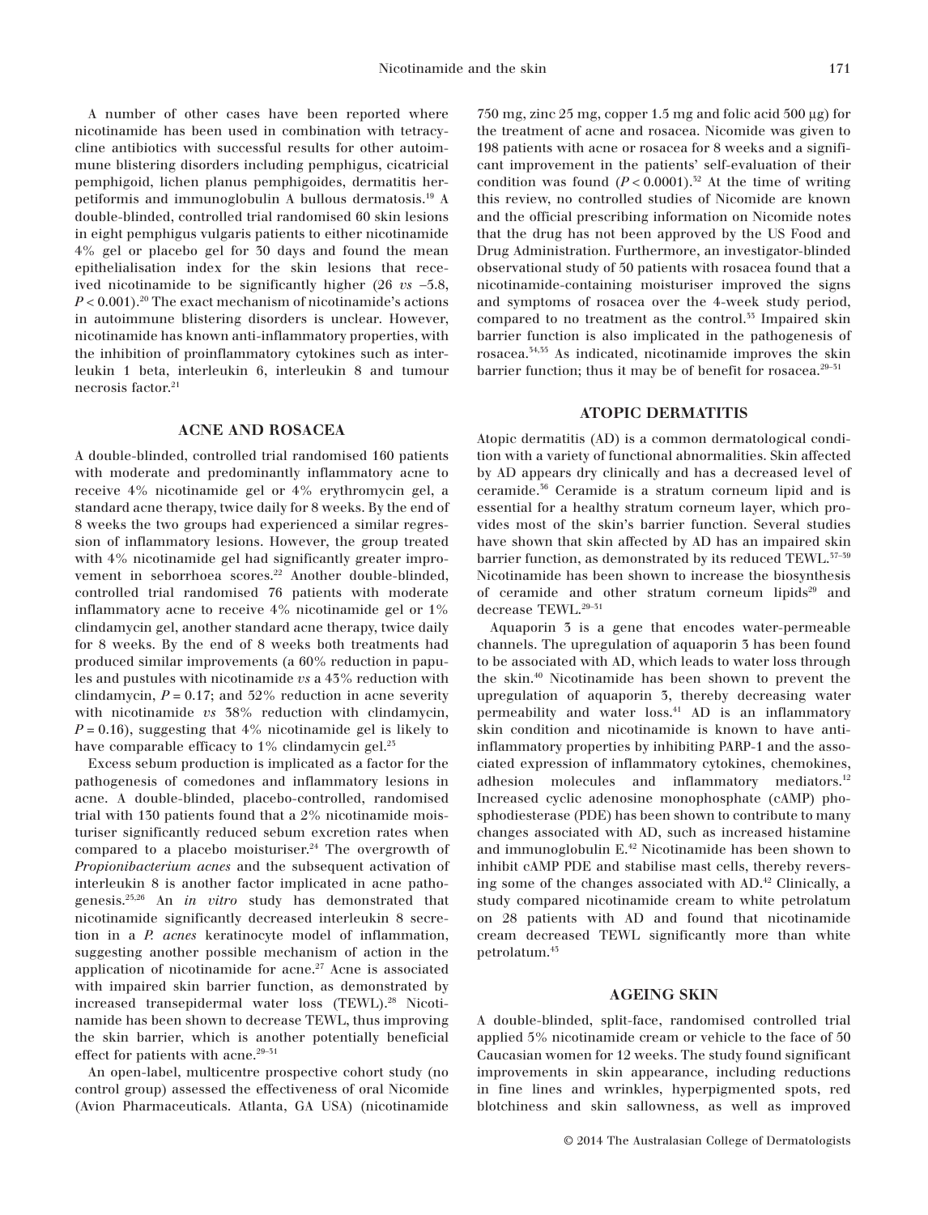A number of other cases have been reported where nicotinamide has been used in combination with tetracycline antibiotics with successful results for other autoimmune blistering disorders including pemphigus, cicatricial pemphigoid, lichen planus pemphigoides, dermatitis herpetiformis and immunoglobulin A bullous dermatosis.[19] A double-blinded, controlled trial randomised 60 skin lesions in eight pemphigus vulgaris patients to either nicotinamide 4% gel or placebo gel for 30 days and found the mean epithelialisation index for the skin lesions that received nicotinamide to be significantly higher (26 *vs* −5.8, $P < 0.001$).[20] The exact mechanism of nicotinamide's actions in autoimmune blistering disorders is unclear. However, nicotinamide has known anti-inflammatory properties, with the inhibition of proinflammatory cytokines such as interleukin 1 beta, interleukin 6, interleukin 8 and tumour necrosis factor.[21]

## ACNE AND ROSACEA

A double-blinded, controlled trial randomised 160 patients with moderate and predominantly inflammatory acne to receive 4% nicotinamide gel or 4% erythromycin gel, a standard acne therapy, twice daily for 8 weeks. By the end of 8 weeks the two groups had experienced a similar regression of inflammatory lesions. However, the group treated with 4% nicotinamide gel had significantly greater improvement in seborrhoea scores.[22] Another double-blinded, controlled trial randomised 76 patients with moderate inflammatory acne to receive 4% nicotinamide gel or 1% clindamycin gel, another standard acne therapy, twice daily for 8 weeks. By the end of 8 weeks both treatments had produced similar improvements (a 60% reduction in papules and pustules with nicotinamide *vs* a 43% reduction with clindamycin, $P = 0.17$; and 52% reduction in acne severity with nicotinamide *vs* 38% reduction with clindamycin, $P = 0.16$), suggesting that 4% nicotinamide gel is likely to have comparable efficacy to 1% clindamycin gel.[23]

Excess sebum production is implicated as a factor for the pathogenesis of comedones and inflammatory lesions in acne. A double-blinded, placebo-controlled, randomised trial with 130 patients found that a 2% nicotinamide moisturiser significantly reduced sebum excretion rates when compared to a placebo moisturiser.[24] The overgrowth of *Propionibacterium acnes* and the subsequent activation of interleukin 8 is another factor implicated in acne pathogenesis.[25,26] An *in vitro* study has demonstrated that nicotinamide significantly decreased interleukin 8 secretion in a *P. acnes* keratinocyte model of inflammation, suggesting another possible mechanism of action in the application of nicotinamide for acne.[27] Acne is associated with impaired skin barrier function, as demonstrated by increased transepidermal water loss (TEWL).[28] Nicotinamide has been shown to decrease TEWL, thus improving the skin barrier, which is another potentially beneficial effect for patients with acne.[29–31]

An open-label, multicentre prospective cohort study (no control group) assessed the effectiveness of oral Nicomide (Avion Pharmaceuticals. Atlanta, GA USA) (nicotinamide 750 mg, zinc 25 mg, copper 1.5 mg and folic acid 500 μg) for the treatment of acne and rosacea. Nicomide was given to 198 patients with acne or rosacea for 8 weeks and a significant improvement in the patients' self-evaluation of their condition was found ($P < 0.0001$).[32] At the time of writing this review, no controlled studies of Nicomide are known and the official prescribing information on Nicomide notes that the drug has not been approved by the US Food and Drug Administration. Furthermore, an investigator-blinded observational study of 50 patients with rosacea found that a nicotinamide-containing moisturiser improved the signs and symptoms of rosacea over the 4-week study period, compared to no treatment as the control.[33] Impaired skin barrier function is also implicated in the pathogenesis of rosacea.[34,35] As indicated, nicotinamide improves the skin barrier function; thus it may be of benefit for rosacea.[29–31]

## ATOPIC DERMATITIS

Atopic dermatitis (AD) is a common dermatological condition with a variety of functional abnormalities. Skin affected by AD appears dry clinically and has a decreased level of ceramide.[36] Ceramide is a stratum corneum lipid and is essential for a healthy stratum corneum layer, which provides most of the skin's barrier function. Several studies have shown that skin affected by AD has an impaired skin barrier function, as demonstrated by its reduced TEWL.[37–39] Nicotinamide has been shown to increase the biosynthesis of ceramide and other stratum corneum lipids[29] and decrease TEWL.[29–31]

Aquaporin 3 is a gene that encodes water-permeable channels. The upregulation of aquaporin 3 has been found to be associated with AD, which leads to water loss through the skin.[40] Nicotinamide has been shown to prevent the upregulation of aquaporin 3, thereby decreasing water permeability and water loss.[41] AD is an inflammatory skin condition and nicotinamide is known to have anti-inflammatory properties by inhibiting PARP-1 and the associated expression of inflammatory cytokines, chemokines, adhesion molecules and inflammatory mediators.[12] Increased cyclic adenosine monophosphate (cAMP) phosphodiesterase (PDE) has been shown to contribute to many changes associated with AD, such as increased histamine and immunoglobulin E.[42] Nicotinamide has been shown to inhibit cAMP PDE and stabilise mast cells, thereby reversing some of the changes associated with AD.[42] Clinically, a study compared nicotinamide cream to white petrolatum on 28 patients with AD and found that nicotinamide cream decreased TEWL significantly more than white petrolatum.[43]

## AGEING SKIN

A double-blinded, split-face, randomised controlled trial applied 5% nicotinamide cream or vehicle to the face of 50 Caucasian women for 12 weeks. The study found significant improvements in skin appearance, including reductions in fine lines and wrinkles, hyperpigmented spots, red blotchiness and skin sallowness, as well as improved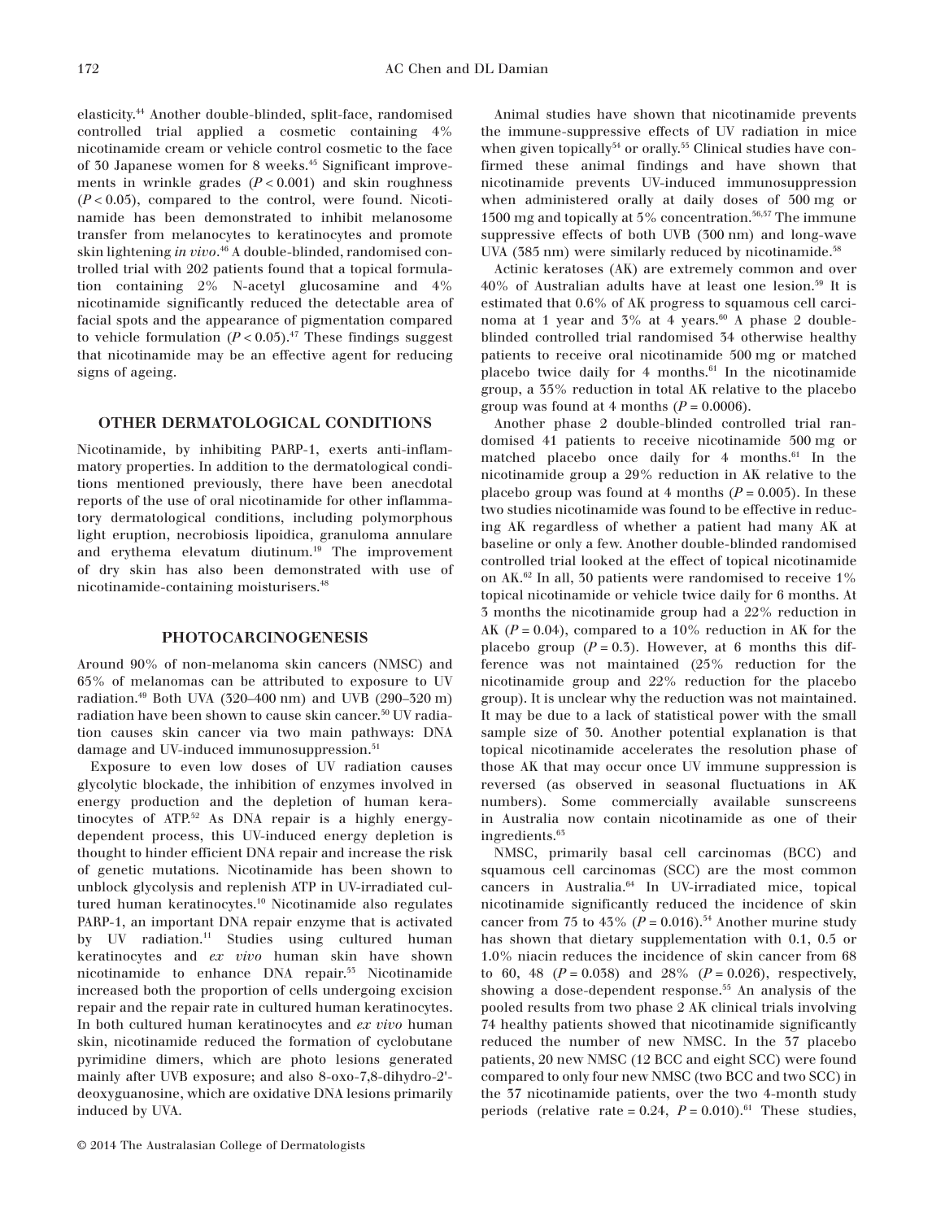elasticity.[44] Another double-blinded, split-face, randomised controlled trial applied a cosmetic containing 4% nicotinamide cream or vehicle control cosmetic to the face of 30 Japanese women for 8 weeks.[45] Significant improvements in wrinkle grades ($P < 0.001$) and skin roughness ($P < 0.05$), compared to the control, were found. Nicotinamide has been demonstrated to inhibit melanosome transfer from melanocytes to keratinocytes and promote skin lightening *in vivo*.[46] A double-blinded, randomised controlled trial with 202 patients found that a topical formulation containing 2% N-acetyl glucosamine and 4% nicotinamide significantly reduced the detectable area of facial spots and the appearance of pigmentation compared to vehicle formulation ($P < 0.05$).[47] These findings suggest that nicotinamide may be an effective agent for reducing signs of ageing.

## OTHER DERMATOLOGICAL CONDITIONS

Nicotinamide, by inhibiting PARP-1, exerts anti-inflammatory properties. In addition to the dermatological conditions mentioned previously, there have been anecdotal reports of the use of oral nicotinamide for other inflammatory dermatological conditions, including polymorphous light eruption, necrobiosis lipoidica, granuloma annulare and erythema elevatum diutinum.[19] The improvement of dry skin has also been demonstrated with use of nicotinamide-containing moisturisers.[48]

## PHOTOCARCINOGENESIS

Around 90% of non-melanoma skin cancers (NMSC) and 65% of melanomas can be attributed to exposure to UV radiation.[49] Both UVA (320–400 nm) and UVB (290–320 m) radiation have been shown to cause skin cancer.[50] UV radiation causes skin cancer via two main pathways: DNA damage and UV-induced immunosuppression.[51]

Exposure to even low doses of UV radiation causes glycolytic blockade, the inhibition of enzymes involved in energy production and the depletion of human keratinocytes of ATP.[52] As DNA repair is a highly energy-dependent process, this UV-induced energy depletion is thought to hinder efficient DNA repair and increase the risk of genetic mutations. Nicotinamide has been shown to unblock glycolysis and replenish ATP in UV-irradiated cultured human keratinocytes.[10] Nicotinamide also regulates PARP-1, an important DNA repair enzyme that is activated by UV radiation.[11] Studies using cultured human keratinocytes and *ex vivo* human skin have shown nicotinamide to enhance DNA repair.[53] Nicotinamide increased both the proportion of cells undergoing excision repair and the repair rate in cultured human keratinocytes. In both cultured human keratinocytes and *ex vivo* human skin, nicotinamide reduced the formation of cyclobutane pyrimidine dimers, which are photo lesions generated mainly after UVB exposure; and also 8-oxo-7,8-dihydro-2'-deoxyguanosine, which are oxidative DNA lesions primarily induced by UVA.

Animal studies have shown that nicotinamide prevents the immune-suppressive effects of UV radiation in mice when given topically[54] or orally.[55] Clinical studies have confirmed these animal findings and have shown that nicotinamide prevents UV-induced immunosuppression when administered orally at daily doses of 500 mg or 1500 mg and topically at 5% concentration.[56,57] The immune suppressive effects of both UVB (300 nm) and long-wave UVA (385 nm) were similarly reduced by nicotinamide.[58]

Actinic keratoses (AK) are extremely common and over 40% of Australian adults have at least one lesion.[59] It is estimated that 0.6% of AK progress to squamous cell carcinoma at 1 year and 3% at 4 years.[60] A phase 2 double-blinded controlled trial randomised 34 otherwise healthy patients to receive oral nicotinamide 500 mg or matched placebo twice daily for 4 months.[61] In the nicotinamide group, a 35% reduction in total AK relative to the placebo group was found at 4 months ($P = 0.0006$).

Another phase 2 double-blinded controlled trial randomised 41 patients to receive nicotinamide 500 mg or matched placebo once daily for 4 months.[61] In the nicotinamide group a 29% reduction in AK relative to the placebo group was found at 4 months ($P = 0.005$). In these two studies nicotinamide was found to be effective in reducing AK regardless of whether a patient had many AK at baseline or only a few. Another double-blinded randomised controlled trial looked at the effect of topical nicotinamide on AK.[62] In all, 30 patients were randomised to receive 1% topical nicotinamide or vehicle twice daily for 6 months. At 3 months the nicotinamide group had a 22% reduction in AK ($P = 0.04$), compared to a 10% reduction in AK for the placebo group ($P = 0.3$). However, at 6 months this difference was not maintained (25% reduction for the nicotinamide group and 22% reduction for the placebo group). It is unclear why the reduction was not maintained. It may be due to a lack of statistical power with the small sample size of 30. Another potential explanation is that topical nicotinamide accelerates the resolution phase of those AK that may occur once UV immune suppression is reversed (as observed in seasonal fluctuations in AK numbers). Some commercially available sunscreens in Australia now contain nicotinamide as one of their ingredients.[63]

NMSC, primarily basal cell carcinomas (BCC) and squamous cell carcinomas (SCC) are the most common cancers in Australia.[64] In UV-irradiated mice, topical nicotinamide significantly reduced the incidence of skin cancer from 75 to 43% ($P = 0.016$).[54] Another murine study has shown that dietary supplementation with 0.1, 0.5 or 1.0% niacin reduces the incidence of skin cancer from 68 to 60, 48 ($P = 0.038$) and 28% ($P = 0.026$), respectively, showing a dose-dependent response.[55] An analysis of the pooled results from two phase 2 AK clinical trials involving 74 healthy patients showed that nicotinamide significantly reduced the number of new NMSC. In the 37 placebo patients, 20 new NMSC (12 BCC and eight SCC) were found compared to only four new NMSC (two BCC and two SCC) in the 37 nicotinamide patients, over the two 4-month study periods (relative rate = 0.24, $P = 0.010$).[61] These studies,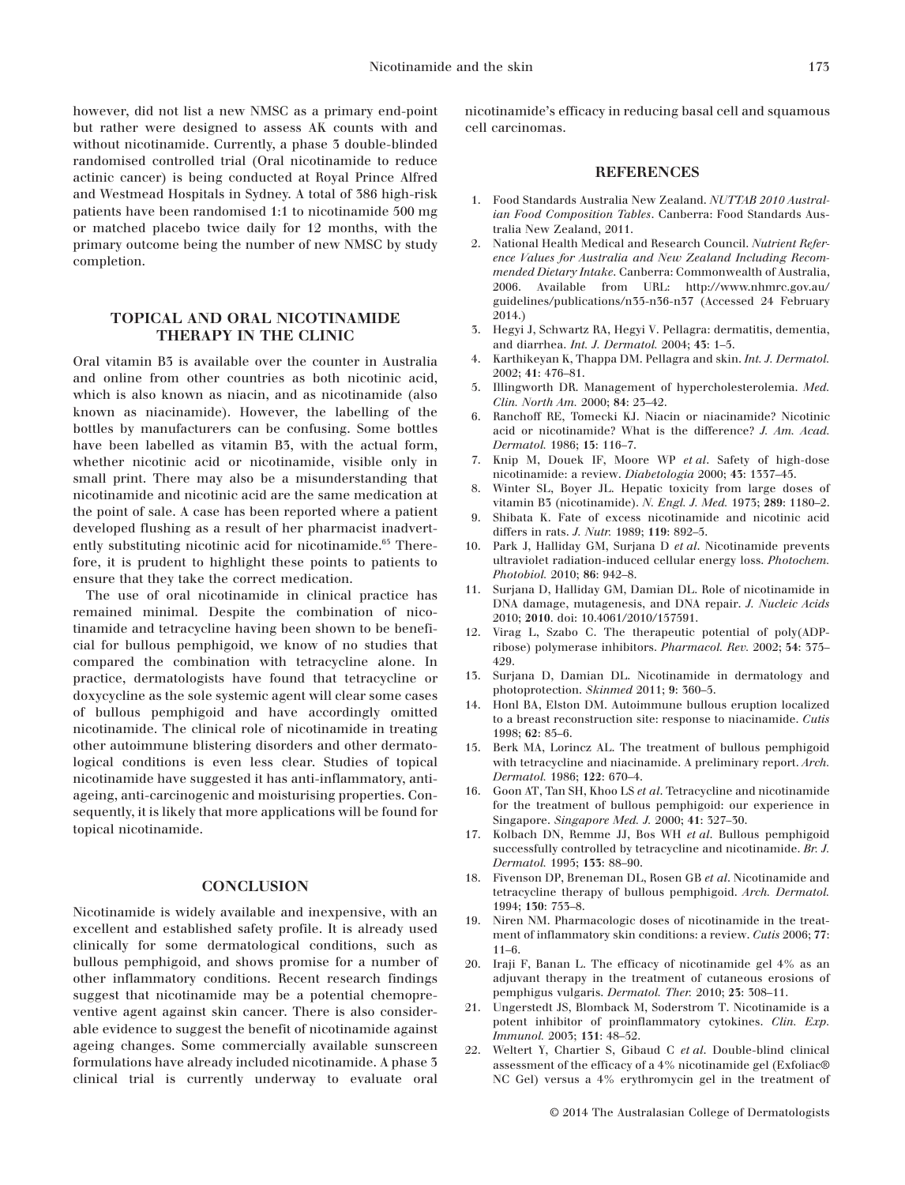however, did not list a new NMSC as a primary end-point but rather were designed to assess AK counts with and without nicotinamide. Currently, a phase 3 double-blinded randomised controlled trial (Oral nicotinamide to reduce actinic cancer) is being conducted at Royal Prince Alfred and Westmead Hospitals in Sydney. A total of 386 high-risk patients have been randomised 1:1 to nicotinamide 500 mg or matched placebo twice daily for 12 months, with the primary outcome being the number of new NMSC by study completion.

## TOPICAL AND ORAL NICOTINAMIDE THERAPY IN THE CLINIC

Oral vitamin B3 is available over the counter in Australia and online from other countries as both nicotinic acid, which is also known as niacin, and as nicotinamide (also known as niacinamide). However, the labelling of the bottles by manufacturers can be confusing. Some bottles have been labelled as vitamin B3, with the actual form, whether nicotinic acid or nicotinamide, visible only in small print. There may also be a misunderstanding that nicotinamide and nicotinic acid are the same medication at the point of sale. A case has been reported where a patient developed flushing as a result of her pharmacist inadvertently substituting nicotinic acid for nicotinamide.[65] Therefore, it is prudent to highlight these points to patients to ensure that they take the correct medication.

The use of oral nicotinamide in clinical practice has remained minimal. Despite the combination of nicotinamide and tetracycline having been shown to be beneficial for bullous pemphigoid, we know of no studies that compared the combination with tetracycline alone. In practice, dermatologists have found that tetracycline or doxycycline as the sole systemic agent will clear some cases of bullous pemphigoid and have accordingly omitted nicotinamide. The clinical role of nicotinamide in treating other autoimmune blistering disorders and other dermatological conditions is even less clear. Studies of topical nicotinamide have suggested it has anti-inflammatory, anti-ageing, anti-carcinogenic and moisturising properties. Consequently, it is likely that more applications will be found for topical nicotinamide.

## CONCLUSION

Nicotinamide is widely available and inexpensive, with an excellent and established safety profile. It is already used clinically for some dermatological conditions, such as bullous pemphigoid, and shows promise for a number of other inflammatory conditions. Recent research findings suggest that nicotinamide may be a potential chemopreventive agent against skin cancer. There is also considerable evidence to suggest the benefit of nicotinamide against ageing changes. Some commercially available sunscreen formulations have already included nicotinamide. A phase 3 clinical trial is currently underway to evaluate oral nicotinamide's efficacy in reducing basal cell and squamous cell carcinomas.

## REFERENCES

1. Food Standards Australia New Zealand. *NUTTAB 2010 Australian Food Composition Tables*. Canberra: Food Standards Australia New Zealand, 2011.
2. National Health Medical and Research Council. *Nutrient Reference Values for Australia and New Zealand Including Recommended Dietary Intake*. Canberra: Commonwealth of Australia, 2006. Available from URL: http://www.nhmrc.gov.au/guidelines/publications/n35-n36-n37 (Accessed 24 February 2014.)
3. Hegyi J, Schwartz RA, Hegyi V. Pellagra: dermatitis, dementia, and diarrhea. *Int. J. Dermatol.* 2004; **43**: 1–5.
4. Karthikeyan K, Thappa DM. Pellagra and skin. *Int. J. Dermatol.* 2002; **41**: 476–81.
5. Illingworth DR. Management of hypercholesterolemia. *Med. Clin. North Am.* 2000; **84**: 23–42.
6. Ranchoff RE, Tomecki KJ. Niacin or niacinamide? Nicotinic acid or nicotinamide? What is the difference? *J. Am. Acad. Dermatol.* 1986; **15**: 116–7.
7. Knip M, Douek IF, Moore WP *et al*. Safety of high-dose nicotinamide: a review. *Diabetologia* 2000; **43**: 1337–45.
8. Winter SL, Boyer JL. Hepatic toxicity from large doses of vitamin B3 (nicotinamide). *N. Engl. J. Med.* 1973; **289**: 1180–2.
9. Shibata K. Fate of excess nicotinamide and nicotinic acid differs in rats. *J. Nutr.* 1989; **119**: 892–5.
10. Park J, Halliday GM, Surjana D *et al*. Nicotinamide prevents ultraviolet radiation-induced cellular energy loss. *Photochem. Photobiol.* 2010; **86**: 942–8.
11. Surjana D, Halliday GM, Damian DL. Role of nicotinamide in DNA damage, mutagenesis, and DNA repair. *J. Nucleic Acids* 2010; **2010**. doi: 10.4061/2010/157591.
12. Virag L, Szabo C. The therapeutic potential of poly(ADP-ribose) polymerase inhibitors. *Pharmacol. Rev.* 2002; **54**: 375–429.
13. Surjana D, Damian DL. Nicotinamide in dermatology and photoprotection. *Skinmed* 2011; **9**: 360–5.
14. Honl BA, Elston DM. Autoimmune bullous eruption localized to a breast reconstruction site: response to niacinamide. *Cutis* 1998; **62**: 85–6.
15. Berk MA, Lorincz AL. The treatment of bullous pemphigoid with tetracycline and niacinamide. A preliminary report. *Arch. Dermatol.* 1986; **122**: 670–4.
16. Goon AT, Tan SH, Khoo LS *et al*. Tetracycline and nicotinamide for the treatment of bullous pemphigoid: our experience in Singapore. *Singapore Med. J.* 2000; **41**: 327–30.
17. Kolbach DN, Remme JJ, Bos WH *et al*. Bullous pemphigoid successfully controlled by tetracycline and nicotinamide. *Br. J. Dermatol.* 1995; **133**: 88–90.
18. Fivenson DP, Breneman DL, Rosen GB *et al*. Nicotinamide and tetracycline therapy of bullous pemphigoid. *Arch. Dermatol.* 1994; **130**: 753–8.
19. Niren NM. Pharmacologic doses of nicotinamide in the treatment of inflammatory skin conditions: a review. *Cutis* 2006; **77**: 11–6.
20. Iraji F, Banan L. The efficacy of nicotinamide gel 4% as an adjuvant therapy in the treatment of cutaneous erosions of pemphigus vulgaris. *Dermatol. Ther.* 2010; **23**: 308–11.
21. Ungerstedt JS, Blomback M, Soderstrom T. Nicotinamide is a potent inhibitor of proinflammatory cytokines. *Clin. Exp. Immunol.* 2003; **131**: 48–52.
22. Weltert Y, Chartier S, Gibaud C *et al*. Double-blind clinical assessment of the efficacy of a 4% nicotinamide gel (Exfoliac® NC Gel) versus a 4% erythromycin gel in the treatment of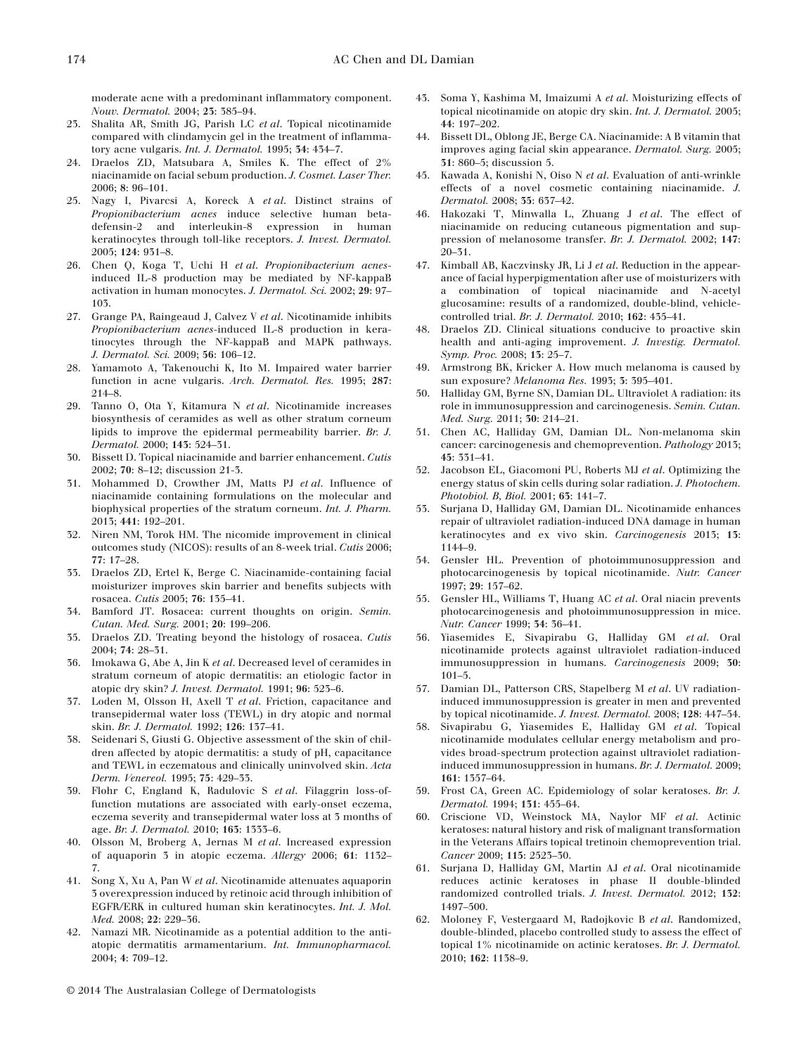moderate acne with a predominant inflammatory component. *Nouv. Dermatol.* 2004; **23**: 383–94.

23. Shalita AR, Smith JG, Parish LC *et al*. Topical nicotinamide compared with clindamycin gel in the treatment of inflammatory acne vulgaris. *Int. J. Dermatol.* 1995; **34**: 434–7.
24. Draelos ZD, Matsubara A, Smiles K. The effect of 2% niacinamide on facial sebum production. *J. Cosmet. Laser Ther.* 2006; **8**: 96–101.
25. Nagy I, Pivarcsi A, Koreck A *et al*. Distinct strains of *Propionibacterium acnes* induce selective human beta-defensin-2 and interleukin-8 expression in human keratinocytes through toll-like receptors. *J. Invest. Dermatol.* 2005; **124**: 931–8.
26. Chen Q, Koga T, Uchi H *et al*. *Propionibacterium acnes*-induced IL-8 production may be mediated by NF-kappaB activation in human monocytes. *J. Dermatol. Sci.* 2002; **29**: 97–103.
27. Grange PA, Raingeaud J, Calvez V *et al*. Nicotinamide inhibits *Propionibacterium acnes*-induced IL-8 production in keratinocytes through the NF-kappaB and MAPK pathways. *J. Dermatol. Sci.* 2009; **56**: 106–12.
28. Yamamoto A, Takenouchi K, Ito M. Impaired water barrier function in acne vulgaris. *Arch. Dermatol. Res.* 1995; **287**: 214–8.
29. Tanno O, Ota Y, Kitamura N *et al*. Nicotinamide increases biosynthesis of ceramides as well as other stratum corneum lipids to improve the epidermal permeability barrier. *Br. J. Dermatol.* 2000; **143**: 524–31.
30. Bissett D. Topical niacinamide and barrier enhancement. *Cutis* 2002; **70**: 8–12; discussion 21-3.
31. Mohammed D, Crowther JM, Matts PJ *et al*. Influence of niacinamide containing formulations on the molecular and biophysical properties of the stratum corneum. *Int. J. Pharm.* 2013; **441**: 192–201.
32. Niren NM, Torok HM. The nicomide improvement in clinical outcomes study (NICOS): results of an 8-week trial. *Cutis* 2006; **77**: 17–28.
33. Draelos ZD, Ertel K, Berge C. Niacinamide-containing facial moisturizer improves skin barrier and benefits subjects with rosacea. *Cutis* 2005; **76**: 135–41.
34. Bamford JT. Rosacea: current thoughts on origin. *Semin. Cutan. Med. Surg.* 2001; **20**: 199–206.
35. Draelos ZD. Treating beyond the histology of rosacea. *Cutis* 2004; **74**: 28–31.
36. Imokawa G, Abe A, Jin K *et al*. Decreased level of ceramides in stratum corneum of atopic dermatitis: an etiologic factor in atopic dry skin? *J. Invest. Dermatol.* 1991; **96**: 523–6.
37. Loden M, Olsson H, Axell T *et al*. Friction, capacitance and transepidermal water loss (TEWL) in dry atopic and normal skin. *Br. J. Dermatol.* 1992; **126**: 137–41.
38. Seidenari S, Giusti G. Objective assessment of the skin of children affected by atopic dermatitis: a study of pH, capacitance and TEWL in eczematous and clinically uninvolved skin. *Acta Derm. Venereol.* 1995; **75**: 429–33.
39. Flohr C, England K, Radulovic S *et al*. Filaggrin loss-of-function mutations are associated with early-onset eczema, eczema severity and transepidermal water loss at 3 months of age. *Br. J. Dermatol.* 2010; **163**: 1333–6.
40. Olsson M, Broberg A, Jernas M *et al*. Increased expression of aquaporin 3 in atopic eczema. *Allergy* 2006; **61**: 1132–7.
41. Song X, Xu A, Pan W *et al*. Nicotinamide attenuates aquaporin 3 overexpression induced by retinoic acid through inhibition of EGFR/ERK in cultured human skin keratinocytes. *Int. J. Mol. Med.* 2008; **22**: 229–36.
42. Namazi MR. Nicotinamide as a potential addition to the anti-atopic dermatitis armamentarium. *Int. Immunopharmacol.* 2004; **4**: 709–12.
43. Soma Y, Kashima M, Imaizumi A *et al*. Moisturizing effects of topical nicotinamide on atopic dry skin. *Int. J. Dermatol.* 2005; **44**: 197–202.
44. Bissett DL, Oblong JE, Berge CA. Niacinamide: A B vitamin that improves aging facial skin appearance. *Dermatol. Surg.* 2005; **31**: 860–5; discussion 5.
45. Kawada A, Konishi N, Oiso N *et al*. Evaluation of anti-wrinkle effects of a novel cosmetic containing niacinamide. *J. Dermatol.* 2008; **35**: 637–42.
46. Hakozaki T, Minwalla L, Zhuang J *et al*. The effect of niacinamide on reducing cutaneous pigmentation and suppression of melanosome transfer. *Br. J. Dermatol.* 2002; **147**: 20–31.
47. Kimball AB, Kaczvinsky JR, Li J *et al*. Reduction in the appearance of facial hyperpigmentation after use of moisturizers with a combination of topical niacinamide and N-acetyl glucosamine: results of a randomized, double-blind, vehicle-controlled trial. *Br. J. Dermatol.* 2010; **162**: 435–41.
48. Draelos ZD. Clinical situations conducive to proactive skin health and anti-aging improvement. *J. Investig. Dermatol. Symp. Proc.* 2008; **13**: 25–7.
49. Armstrong BK, Kricker A. How much melanoma is caused by sun exposure? *Melanoma Res.* 1993; **3**: 395–401.
50. Halliday GM, Byrne SN, Damian DL. Ultraviolet A radiation: its role in immunosuppression and carcinogenesis. *Semin. Cutan. Med. Surg.* 2011; **30**: 214–21.
51. Chen AC, Halliday GM, Damian DL. Non-melanoma skin cancer: carcinogenesis and chemoprevention. *Pathology* 2013; **45**: 331–41.
52. Jacobson EL, Giacomoni PU, Roberts MJ *et al*. Optimizing the energy status of skin cells during solar radiation. *J. Photochem. Photobiol. B, Biol.* 2001; **63**: 141–7.
53. Surjana D, Halliday GM, Damian DL. Nicotinamide enhances repair of ultraviolet radiation-induced DNA damage in human keratinocytes and ex vivo skin. *Carcinogenesis* 2013; **13**: 1144–9.
54. Gensler HL. Prevention of photoimmunosuppression and photocarcinogenesis by topical nicotinamide. *Nutr. Cancer* 1997; **29**: 157–62.
55. Gensler HL, Williams T, Huang AC *et al*. Oral niacin prevents photocarcinogenesis and photoimmunosuppression in mice. *Nutr. Cancer* 1999; **34**: 36–41.
56. Yiasemides E, Sivapirabu G, Halliday GM *et al*. Oral nicotinamide protects against ultraviolet radiation-induced immunosuppression in humans. *Carcinogenesis* 2009; **30**: 101–5.
57. Damian DL, Patterson CRS, Stapelberg M *et al*. UV radiation-induced immunosuppression is greater in men and prevented by topical nicotinamide. *J. Invest. Dermatol.* 2008; **128**: 447–54.
58. Sivapirabu G, Yiasemides E, Halliday GM *et al*. Topical nicotinamide modulates cellular energy metabolism and provides broad-spectrum protection against ultraviolet radiation-induced immunosuppression in humans. *Br. J. Dermatol.* 2009; **161**: 1357–64.
59. Frost CA, Green AC. Epidemiology of solar keratoses. *Br. J. Dermatol.* 1994; **131**: 455–64.
60. Criscione VD, Weinstock MA, Naylor MF *et al*. Actinic keratoses: natural history and risk of malignant transformation in the Veterans Affairs topical tretinoin chemoprevention trial. *Cancer* 2009; **115**: 2523–30.
61. Surjana D, Halliday GM, Martin AJ *et al*. Oral nicotinamide reduces actinic keratoses in phase II double-blinded randomized controlled trials. *J. Invest. Dermatol.* 2012; **132**: 1497–500.
62. Moloney F, Vestergaard M, Radojkovic B *et al*. Randomized, double-blinded, placebo controlled study to assess the effect of topical 1% nicotinamide on actinic keratoses. *Br. J. Dermatol.* 2010; **162**: 1138–9.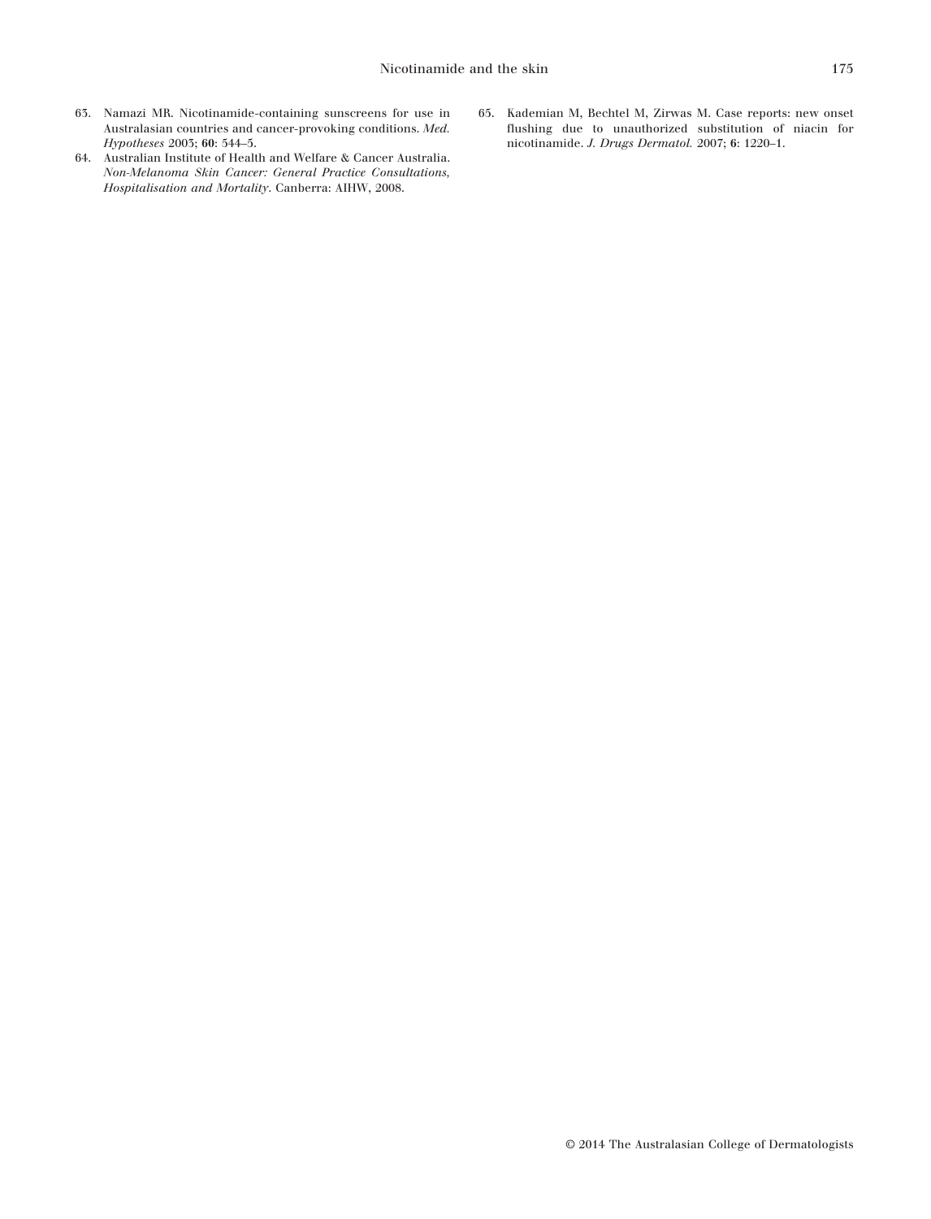63. Namazi MR. Nicotinamide-containing sunscreens for use in Australasian countries and cancer-provoking conditions. *Med. Hypotheses* 2003; **60**: 544–5.
64. Australian Institute of Health and Welfare & Cancer Australia. *Non-Melanoma Skin Cancer: General Practice Consultations, Hospitalisation and Mortality*. Canberra: AIHW, 2008.
65. Kademian M, Bechtel M, Zirwas M. Case reports: new onset flushing due to unauthorized substitution of niacin for nicotinamide. *J. Drugs Dermatol.* 2007; **6**: 1220–1.

© 2014 The Australasian College of Dermatologists